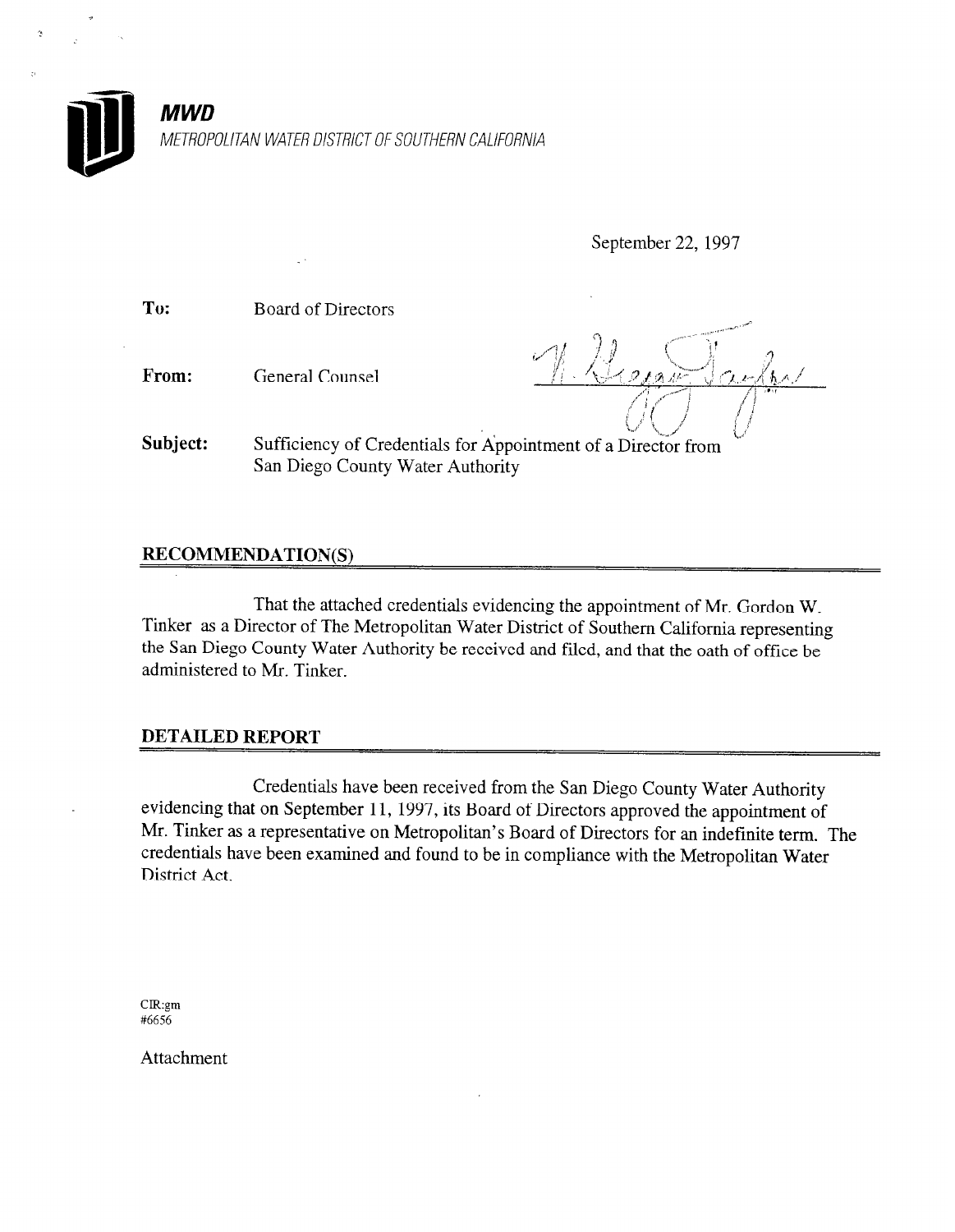**MWD**

*METROPOLITAN WATER DISTRICT OF SOUTHERN CALIFORNIA*

September 22, 1997

**To:** Board of Directors

**From:** General Counsel

**Subject:** Sufficiency of Credentials for Appointment of a Director from San Diego County Water Authority

## RECOMMENDATION(S)

That the attached credentials evidencing the appointment of Mr. Gordon W. Tinker as a Director of The Metropolitan Water District of Southern California representing the San Diego County Water Authority be received and filed, and that the oath of office be administered to Mr. Tinker.

## DETAILED REPORT

Credentials have been received from the San Diego County Water Authority evidencing that on September 11, 1997, its Board of Directors approved the appointment of Mr. Tinker as a representative on Metropolitan's Board of Directors for an indefinite term. The credentials have been examined and found to be in compliance with the Metropolitan Water District Act.

CIR:gm
#6656

Attachment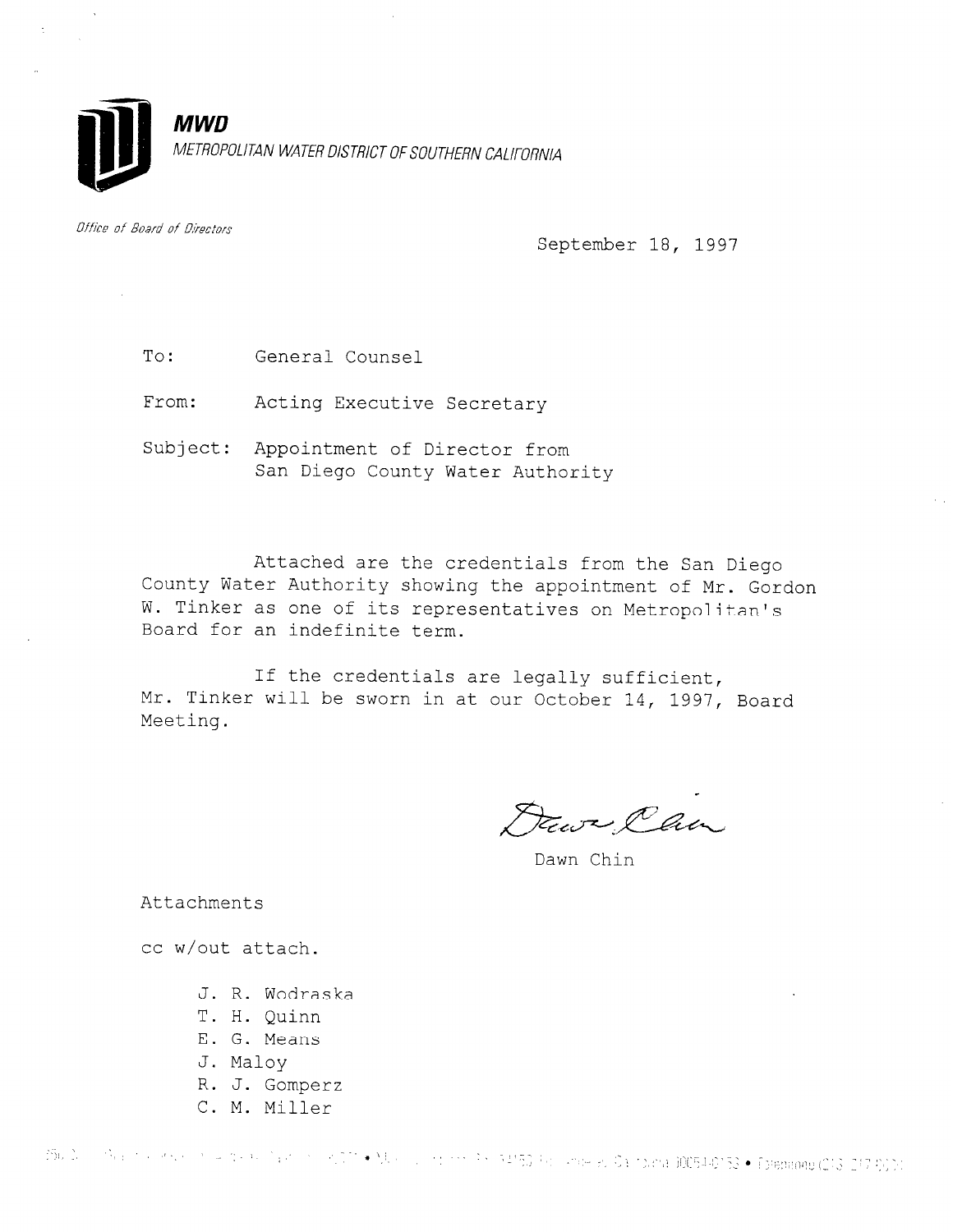**MWD**

*METROPOLITAN WATER DISTRICT OF SOUTHERN CALIFORNIA*

*Office of Board of Directors*

September 18, 1997

To: General Counsel

From: Acting Executive Secretary

Subject: Appointment of Director from San Diego County Water Authority

Attached are the credentials from the San Diego County Water Authority showing the appointment of Mr. Gordon W. Tinker as one of its representatives on Metropolitan's Board for an indefinite term.

If the credentials are legally sufficient, Mr. Tinker will be sworn in at our October 14, 1997, Board Meeting.

Dawn Chin

Attachments

cc w/out attach.

- J. R. Wodraska
- T. H. Quinn
- E. G. Means
- J. Maloy
- R. J. Gomperz
- C. M. Miller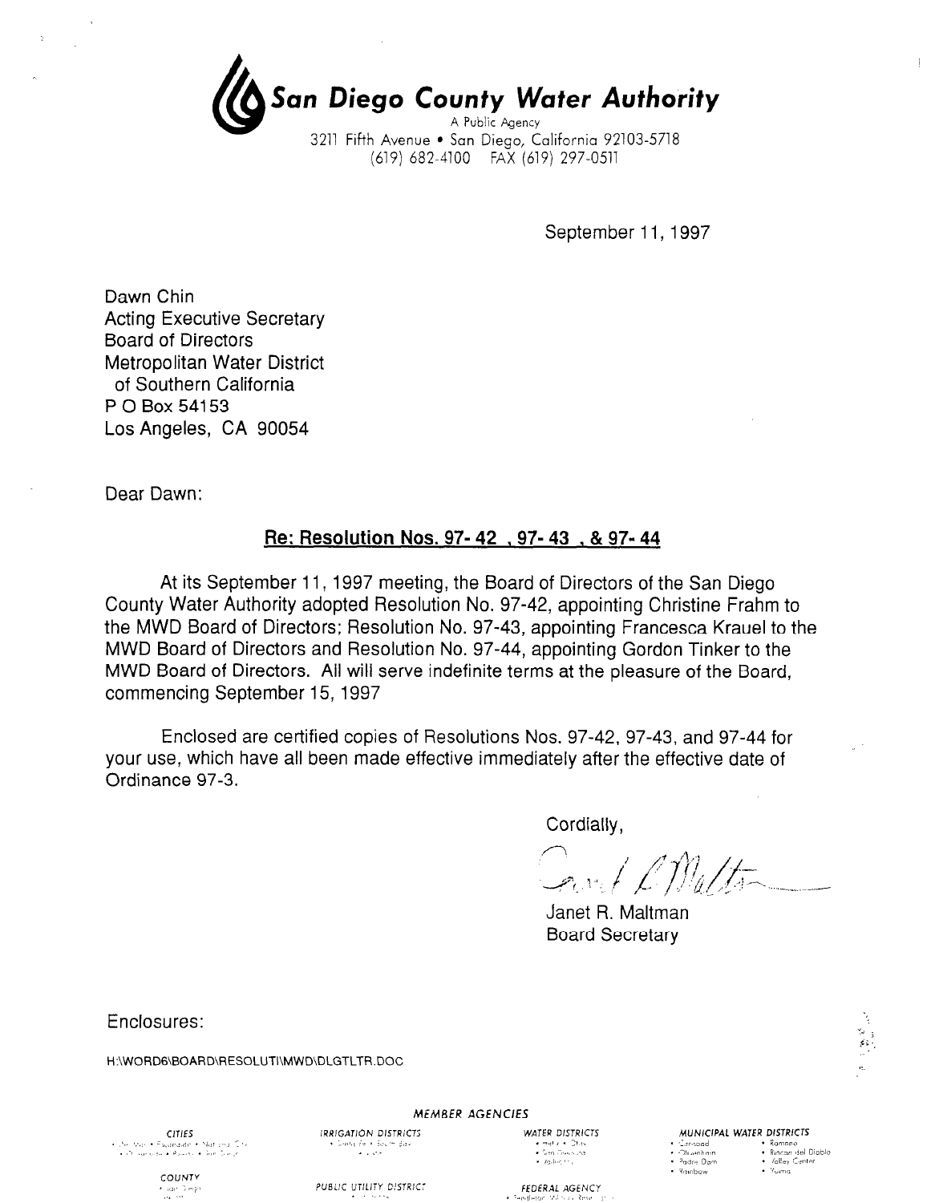**San Diego County Water Authority**
A Public Agency
3211 Fifth Avenue • San Diego, California 92103-5718
(619) 682-4100 FAX (619) 297-0511

September 11, 1997

Dawn Chin
Acting Executive Secretary
Board of Directors
Metropolitan Water District
of Southern California
P O Box 54153
Los Angeles, CA 90054

Dear Dawn:

**Re: Resolution Nos. 97- 42 , 97- 43 , & 97- 44**

At its September 11, 1997 meeting, the Board of Directors of the San Diego County Water Authority adopted Resolution No. 97-42, appointing Christine Frahm to the MWD Board of Directors; Resolution No. 97-43, appointing Francesca Krauel to the MWD Board of Directors and Resolution No. 97-44, appointing Gordon Tinker to the MWD Board of Directors. All will serve indefinite terms at the pleasure of the Board, commencing September 15, 1997

Enclosed are certified copies of Resolutions Nos. 97-42, 97-43, and 97-44 for your use, which have all been made effective immediately after the effective date of Ordinance 97-3.

Cordially,

Janet R. Maltman
Board Secretary

Enclosures:

H:\WORD6\BOARD\RESOLUTI\MWD\DLGTLTR.DOC

MEMBER AGENCIES

CITIES | IRRIGATION DISTRICTS | WATER DISTRICTS | MUNICIPAL WATER DISTRICTS

COUNTY | PUBLIC UTILITY DISTRICT | FEDERAL AGENCY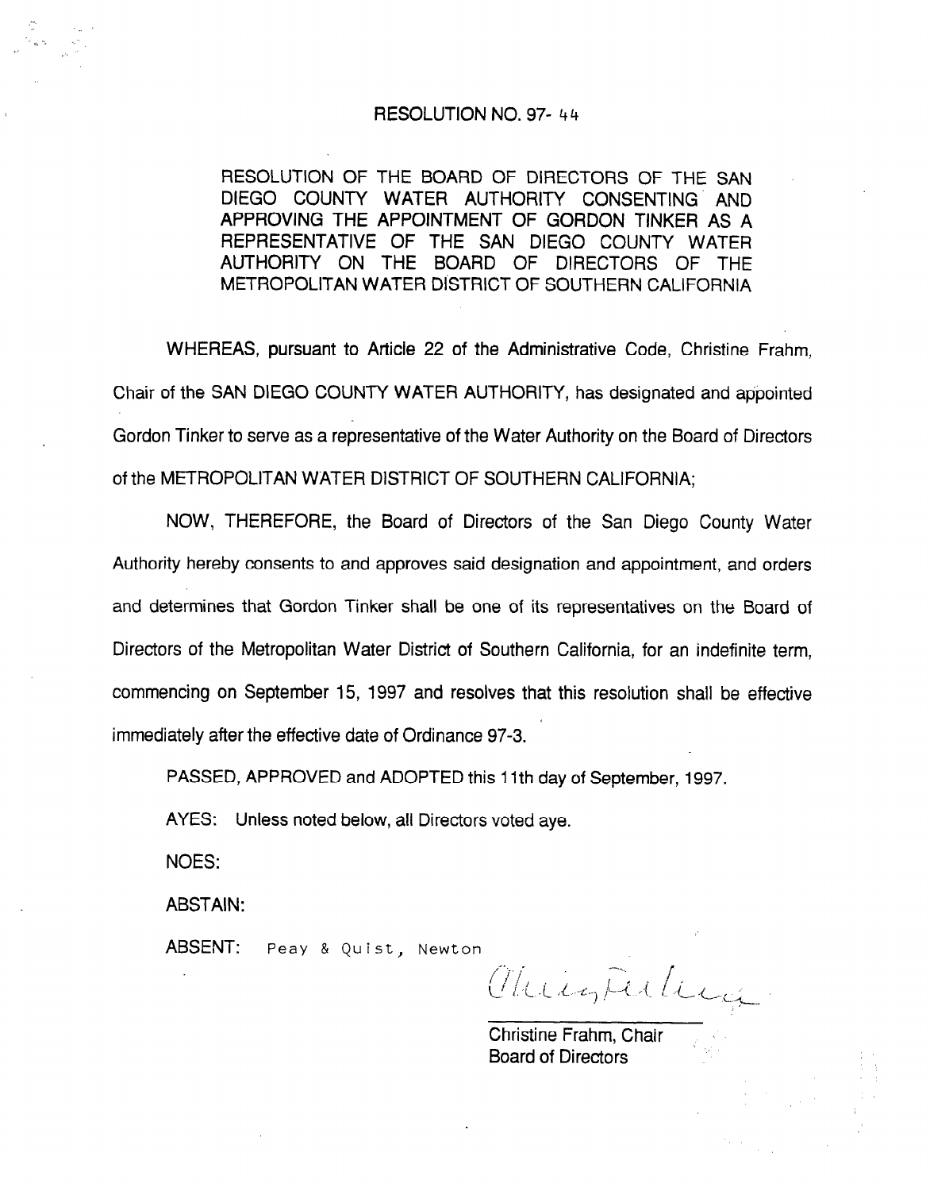# RESOLUTION NO. 97- 44

## RESOLUTION OF THE BOARD OF DIRECTORS OF THE SAN DIEGO COUNTY WATER AUTHORITY CONSENTING AND APPROVING THE APPOINTMENT OF GORDON TINKER AS A REPRESENTATIVE OF THE SAN DIEGO COUNTY WATER AUTHORITY ON THE BOARD OF DIRECTORS OF THE METROPOLITAN WATER DISTRICT OF SOUTHERN CALIFORNIA

WHEREAS, pursuant to Article 22 of the Administrative Code, Christine Frahm, Chair of the SAN DIEGO COUNTY WATER AUTHORITY, has designated and appointed Gordon Tinker to serve as a representative of the Water Authority on the Board of Directors of the METROPOLITAN WATER DISTRICT OF SOUTHERN CALIFORNIA;

NOW, THEREFORE, the Board of Directors of the San Diego County Water Authority hereby consents to and approves said designation and appointment, and orders and determines that Gordon Tinker shall be one of its representatives on the Board of Directors of the Metropolitan Water District of Southern California, for an indefinite term, commencing on September 15, 1997 and resolves that this resolution shall be effective immediately after the effective date of Ordinance 97-3.

PASSED, APPROVED and ADOPTED this 11th day of September, 1997.

AYES: Unless noted below, all Directors voted aye.

NOES:

ABSTAIN:

ABSENT: Peay & Quist, Newton

Christine Frahm, Chair
Board of Directors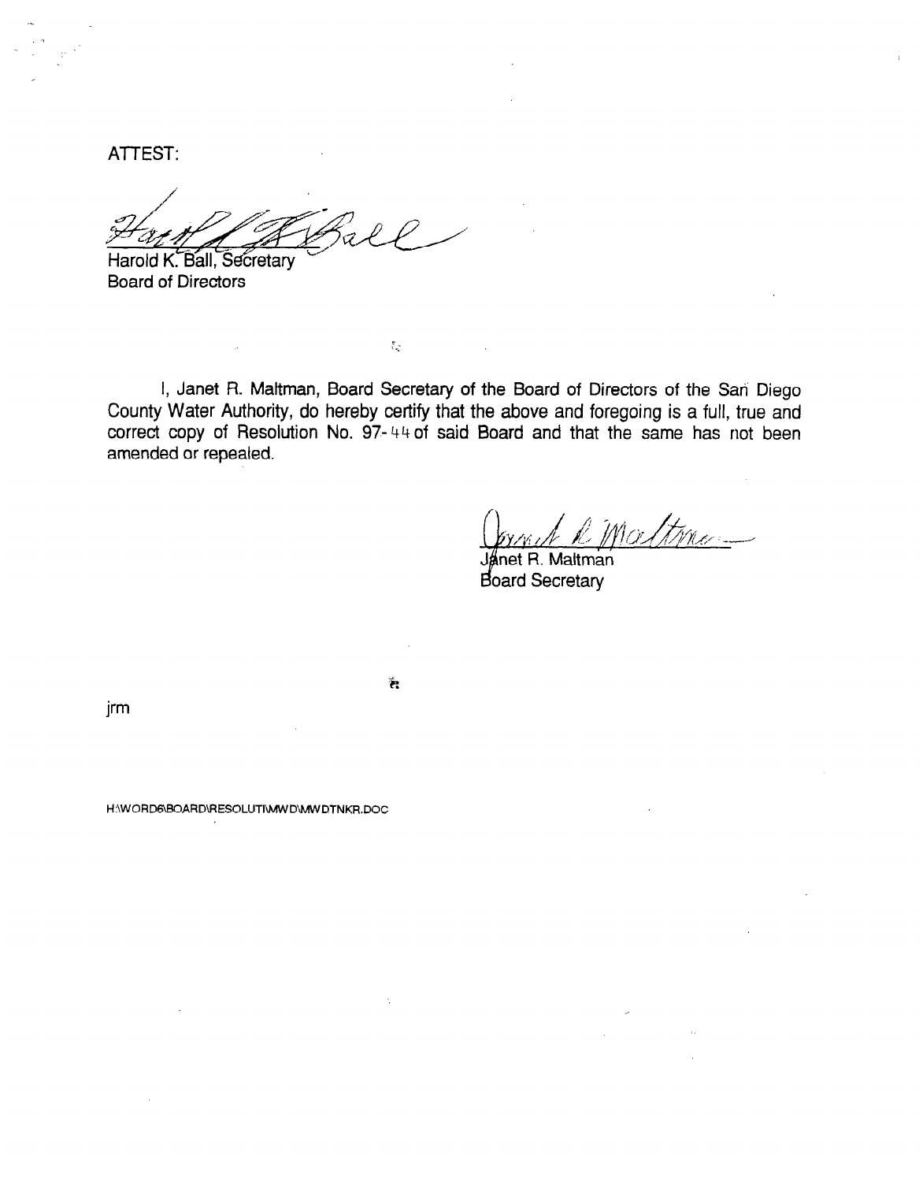ATTEST:

Harold K. Ball, Secretary
Board of Directors

I, Janet R. Maltman, Board Secretary of the Board of Directors of the San Diego County Water Authority, do hereby certify that the above and foregoing is a full, true and correct copy of Resolution No. 97-44 of said Board and that the same has not been amended or repealed.

Janet R. Maltman
Board Secretary

jrm

H:\WORD6\BOARD\RESOLUTI\MWD\MWDTNKR.DOC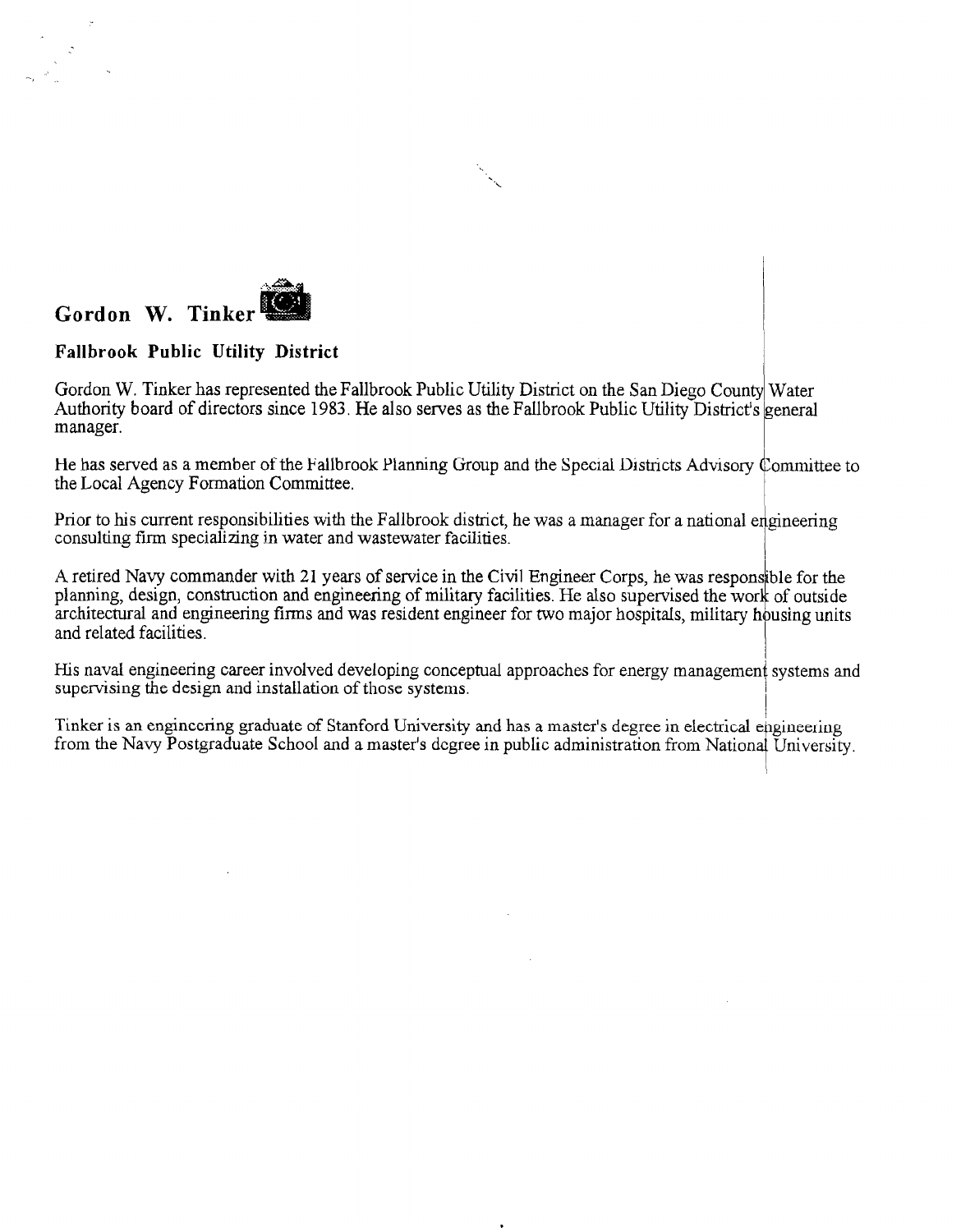## Gordon W. Tinker

### Fallbrook Public Utility District

Gordon W. Tinker has represented the Fallbrook Public Utility District on the San Diego County Water Authority board of directors since 1983. He also serves as the Fallbrook Public Utility District's general manager.

He has served as a member of the Fallbrook Planning Group and the Special Districts Advisory Committee to the Local Agency Formation Committee.

Prior to his current responsibilities with the Fallbrook district, he was a manager for a national engineering consulting firm specializing in water and wastewater facilities.

A retired Navy commander with 21 years of service in the Civil Engineer Corps, he was responsible for the planning, design, construction and engineering of military facilities. He also supervised the work of outside architectural and engineering firms and was resident engineer for two major hospitals, military housing units and related facilities.

His naval engineering career involved developing conceptual approaches for energy management systems and supervising the design and installation of those systems.

Tinker is an engineering graduate of Stanford University and has a master's degree in electrical engineering from the Navy Postgraduate School and a master's degree in public administration from National University.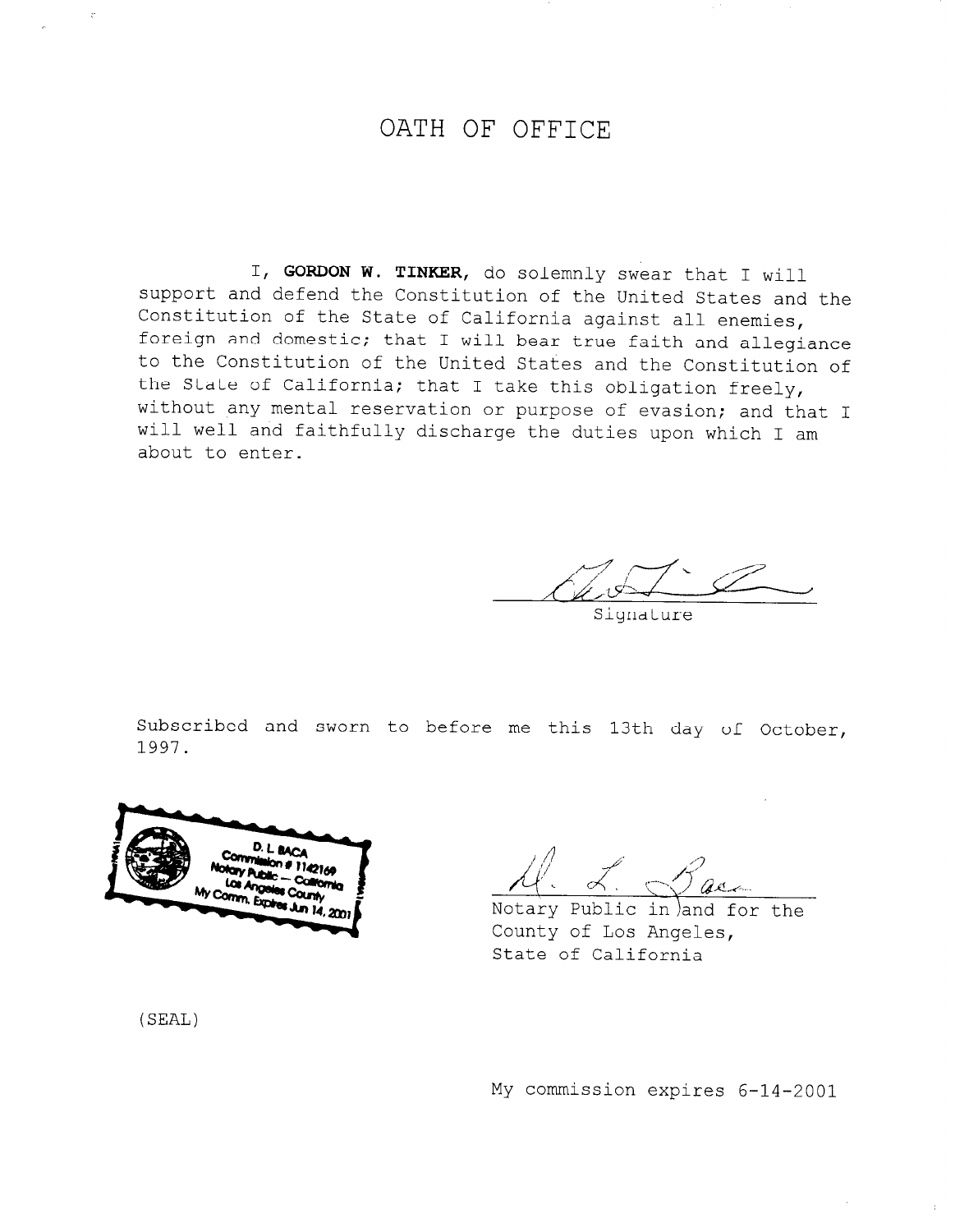# OATH OF OFFICE

I, **GORDON W. TINKER**, do solemnly swear that I will support and defend the Constitution of the United States and the Constitution of the State of California against all enemies, foreign and domestic; that I will bear true faith and allegiance to the Constitution of the United States and the Constitution of the State of California; that I take this obligation freely, without any mental reservation or purpose of evasion; and that I will well and faithfully discharge the duties upon which I am about to enter.

Signature

Subscribed and sworn to before me this 13th day of October, 1997.

D. L. BACA
Commission # 1142169
Notary Public — California
Los Angeles County
My Comm. Expires Jun 14, 2001

Notary Public in and for the
County of Los Angeles,
State of California

(SEAL)

My commission expires 6-14-2001